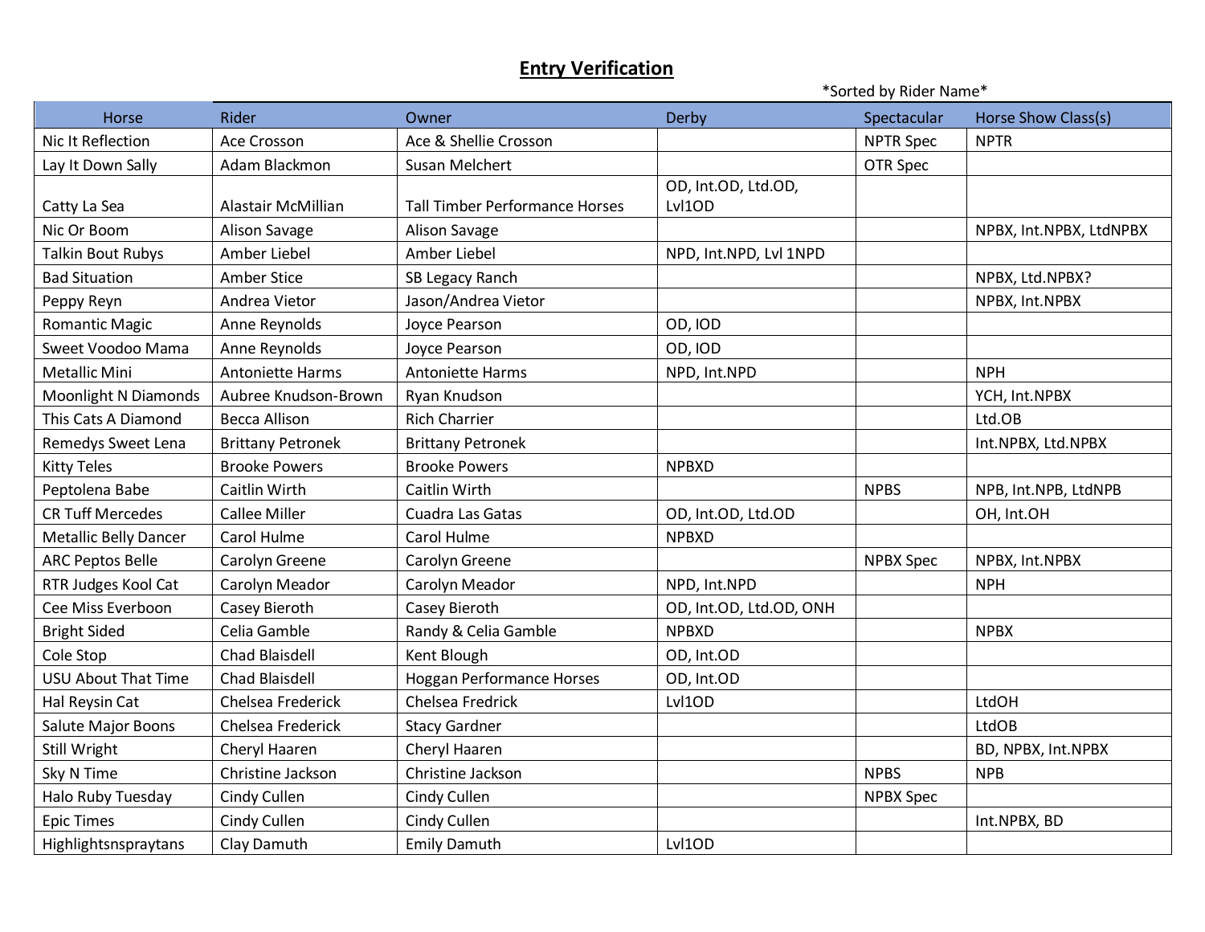# Entry Verification

*Sorted by Rider Name*

| Horse | Rider | Owner | Derby | Spectacular | Horse Show Class(s) |
|---|---|---|---|---|---|
| Nic It Reflection | Ace Crosson | Ace & Shellie Crosson | | NPTR Spec | NPTR |
| Lay It Down Sally | Adam Blackmon | Susan Melchert | | OTR Spec | |
| Catty La Sea | Alastair McMillian | Tall Timber Performance Horses | OD, Int.OD, Ltd.OD, Lvl1OD | | |
| Nic Or Boom | Alison Savage | Alison Savage | | | NPBX, Int.NPBX, LtdNPBX |
| Talkin Bout Rubys | Amber Liebel | Amber Liebel | NPD, Int.NPD, Lvl 1NPD | | |
| Bad Situation | Amber Stice | SB Legacy Ranch | | | NPBX, Ltd.NPBX? |
| Peppy Reyn | Andrea Vietor | Jason/Andrea Vietor | | | NPBX, Int.NPBX |
| Romantic Magic | Anne Reynolds | Joyce Pearson | OD, IOD | | |
| Sweet Voodoo Mama | Anne Reynolds | Joyce Pearson | OD, IOD | | |
| Metallic Mini | Antoniette Harms | Antoniette Harms | NPD, Int.NPD | | NPH |
| Moonlight N Diamonds | Aubree Knudson-Brown | Ryan Knudson | | | YCH, Int.NPBX |
| This Cats A Diamond | Becca Allison | Rich Charrier | | | Ltd.OB |
| Remedys Sweet Lena | Brittany Petronek | Brittany Petronek | | | Int.NPBX, Ltd.NPBX |
| Kitty Teles | Brooke Powers | Brooke Powers | NPBXD | | |
| Peptolena Babe | Caitlin Wirth | Caitlin Wirth | | NPBS | NPB, Int.NPB, LtdNPB |
| CR Tuff Mercedes | Callee Miller | Cuadra Las Gatas | OD, Int.OD, Ltd.OD | | OH, Int.OH |
| Metallic Belly Dancer | Carol Hulme | Carol Hulme | NPBXD | | |
| ARC Peptos Belle | Carolyn Greene | Carolyn Greene | | NPBX Spec | NPBX, Int.NPBX |
| RTR Judges Kool Cat | Carolyn Meador | Carolyn Meador | NPD, Int.NPD | | NPH |
| Cee Miss Everboon | Casey Bieroth | Casey Bieroth | OD, Int.OD, Ltd.OD, ONH | | |
| Bright Sided | Celia Gamble | Randy & Celia Gamble | NPBXD | | NPBX |
| Cole Stop | Chad Blaisdell | Kent Blough | OD, Int.OD | | |
| USU About That Time | Chad Blaisdell | Hoggan Performance Horses | OD, Int.OD | | |
| Hal Reysin Cat | Chelsea Frederick | Chelsea Fredrick | Lvl1OD | | LtdOH |
| Salute Major Boons | Chelsea Frederick | Stacy Gardner | | | LtdOB |
| Still Wright | Cheryl Haaren | Cheryl Haaren | | | BD, NPBX, Int.NPBX |
| Sky N Time | Christine Jackson | Christine Jackson | | NPBS | NPB |
| Halo Ruby Tuesday | Cindy Cullen | Cindy Cullen | | NPBX Spec | |
| Epic Times | Cindy Cullen | Cindy Cullen | | | Int.NPBX, BD |
| Highlightsnspraytans | Clay Damuth | Emily Damuth | Lvl1OD | | |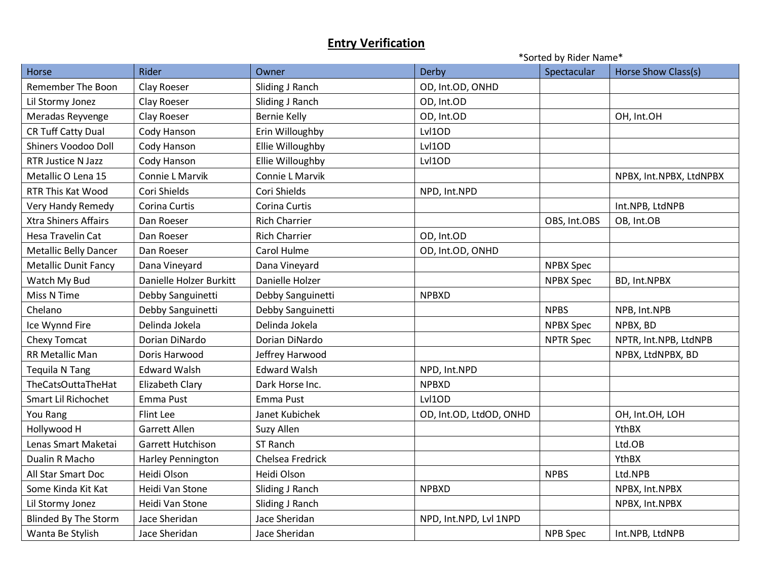# Entry Verification

*Sorted by Rider Name*

| Horse | Rider | Owner | Derby | Spectacular | Horse Show Class(s) |
|---|---|---|---|---|---|
| Remember The Boon | Clay Roeser | Sliding J Ranch | OD, Int.OD, ONHD | | |
| Lil Stormy Jonez | Clay Roeser | Sliding J Ranch | OD, Int.OD | | |
| Meradas Reyvenge | Clay Roeser | Bernie Kelly | OD, Int.OD | | OH, Int.OH |
| CR Tuff Catty Dual | Cody Hanson | Erin Willoughby | Lvl1OD | | |
| Shiners Voodoo Doll | Cody Hanson | Ellie Willoughby | Lvl1OD | | |
| RTR Justice N Jazz | Cody Hanson | Ellie Willoughby | Lvl1OD | | |
| Metallic O Lena 15 | Connie L Marvik | Connie L Marvik | | | NPBX, Int.NPBX, LtdNPBX |
| RTR This Kat Wood | Cori Shields | Cori Shields | NPD, Int.NPD | | |
| Very Handy Remedy | Corina Curtis | Corina Curtis | | | Int.NPB, LtdNPB |
| Xtra Shiners Affairs | Dan Roeser | Rich Charrier | | OBS, Int.OBS | OB, Int.OB |
| Hesa Travelin Cat | Dan Roeser | Rich Charrier | OD, Int.OD | | |
| Metallic Belly Dancer | Dan Roeser | Carol Hulme | OD, Int.OD, ONHD | | |
| Metallic Dunit Fancy | Dana Vineyard | Dana Vineyard | | NPBX Spec | |
| Watch My Bud | Danielle Holzer Burkitt | Danielle Holzer | | NPBX Spec | BD, Int.NPBX |
| Miss N Time | Debby Sanguinetti | Debby Sanguinetti | NPBXD | | |
| Chelano | Debby Sanguinetti | Debby Sanguinetti | | NPBS | NPB, Int.NPB |
| Ice Wynnd Fire | Delinda Jokela | Delinda Jokela | | NPBX Spec | NPBX, BD |
| Chexy Tomcat | Dorian DiNardo | Dorian DiNardo | | NPTR Spec | NPTR, Int.NPB, LtdNPB |
| RR Metallic Man | Doris Harwood | Jeffrey Harwood | | | NPBX, LtdNPBX, BD |
| Tequila N Tang | Edward Walsh | Edward Walsh | NPD, Int.NPD | | |
| TheCatsOuttaTheHat | Elizabeth Clary | Dark Horse Inc. | NPBXD | | |
| Smart Lil Richochet | Emma Pust | Emma Pust | Lvl1OD | | |
| You Rang | Flint Lee | Janet Kubichek | OD, Int.OD, LtdOD, ONHD | | OH, Int.OH, LOH |
| Hollywood H | Garrett Allen | Suzy Allen | | | YthBX |
| Lenas Smart Maketai | Garrett Hutchison | ST Ranch | | | Ltd.OB |
| Dualin R Macho | Harley Pennington | Chelsea Fredrick | | | YthBX |
| All Star Smart Doc | Heidi Olson | Heidi Olson | | NPBS | Ltd.NPB |
| Some Kinda Kit Kat | Heidi Van Stone | Sliding J Ranch | NPBXD | | NPBX, Int.NPBX |
| Lil Stormy Jonez | Heidi Van Stone | Sliding J Ranch | | | NPBX, Int.NPBX |
| Blinded By The Storm | Jace Sheridan | Jace Sheridan | NPD, Int.NPD, Lvl 1NPD | | |
| Wanta Be Stylish | Jace Sheridan | Jace Sheridan | | NPB Spec | Int.NPB, LtdNPB |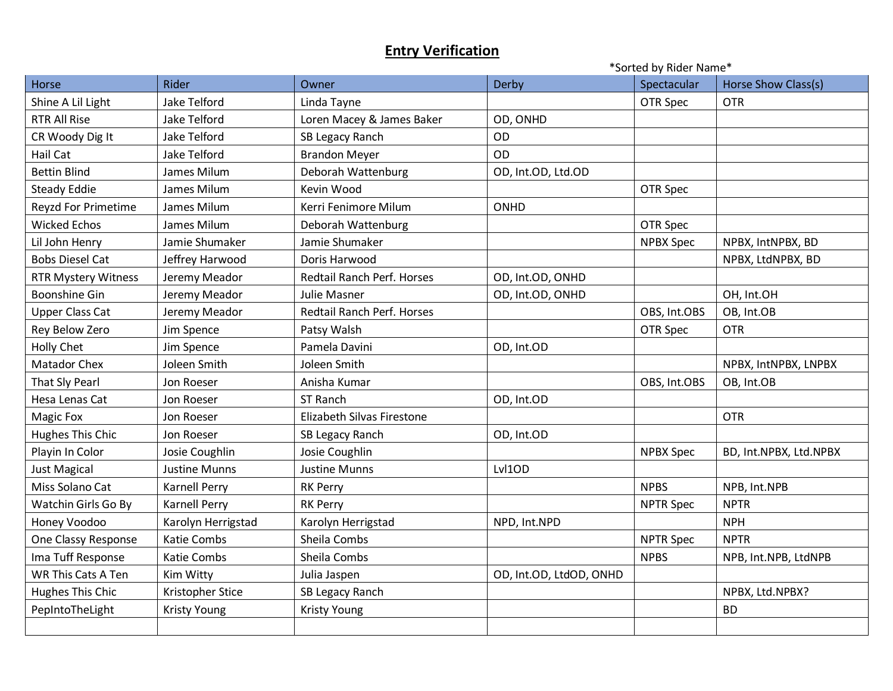## Entry Verification

*Sorted by Rider Name*

| Horse | Rider | Owner | Derby | Spectacular | Horse Show Class(s) |
|---|---|---|---|---|---|
| Shine A Lil Light | Jake Telford | Linda Tayne | | OTR Spec | OTR |
| RTR All Rise | Jake Telford | Loren Macey & James Baker | OD, ONHD | | |
| CR Woody Dig It | Jake Telford | SB Legacy Ranch | OD | | |
| Hail Cat | Jake Telford | Brandon Meyer | OD | | |
| Bettin Blind | James Milum | Deborah Wattenburg | OD, Int.OD, Ltd.OD | | |
| Steady Eddie | James Milum | Kevin Wood | | OTR Spec | |
| Reyzd For Primetime | James Milum | Kerri Fenimore Milum | ONHD | | |
| Wicked Echos | James Milum | Deborah Wattenburg | | OTR Spec | |
| Lil John Henry | Jamie Shumaker | Jamie Shumaker | | NPBX Spec | NPBX, IntNPBX, BD |
| Bobs Diesel Cat | Jeffrey Harwood | Doris Harwood | | | NPBX, LtdNPBX, BD |
| RTR Mystery Witness | Jeremy Meador | Redtail Ranch Perf. Horses | OD, Int.OD, ONHD | | |
| Boonshine Gin | Jeremy Meador | Julie Masner | OD, Int.OD, ONHD | | OH, Int.OH |
| Upper Class Cat | Jeremy Meador | Redtail Ranch Perf. Horses | | OBS, Int.OBS | OB, Int.OB |
| Rey Below Zero | Jim Spence | Patsy Walsh | | OTR Spec | OTR |
| Holly Chet | Jim Spence | Pamela Davini | OD, Int.OD | | |
| Matador Chex | Joleen Smith | Joleen Smith | | | NPBX, IntNPBX, LNPBX |
| That Sly Pearl | Jon Roeser | Anisha Kumar | | OBS, Int.OBS | OB, Int.OB |
| Hesa Lenas Cat | Jon Roeser | ST Ranch | OD, Int.OD | | |
| Magic Fox | Jon Roeser | Elizabeth Silvas Firestone | | | OTR |
| Hughes This Chic | Jon Roeser | SB Legacy Ranch | OD, Int.OD | | |
| Playin In Color | Josie Coughlin | Josie Coughlin | | NPBX Spec | BD, Int.NPBX, Ltd.NPBX |
| Just Magical | Justine Munns | Justine Munns | Lvl1OD | | |
| Miss Solano Cat | Karnell Perry | RK Perry | | NPBS | NPB, Int.NPB |
| Watchin Girls Go By | Karnell Perry | RK Perry | | NPTR Spec | NPTR |
| Honey Voodoo | Karolyn Herrigstad | Karolyn Herrigstad | NPD, Int.NPD | | NPH |
| One Classy Response | Katie Combs | Sheila Combs | | NPTR Spec | NPTR |
| Ima Tuff Response | Katie Combs | Sheila Combs | | NPBS | NPB, Int.NPB, LtdNPB |
| WR This Cats A Ten | Kim Witty | Julia Jaspen | OD, Int.OD, LtdOD, ONHD | | |
| Hughes This Chic | Kristopher Stice | SB Legacy Ranch | | | NPBX, Ltd.NPBX? |
| PepIntoTheLight | Kristy Young | Kristy Young | | | BD |
| | | | | | |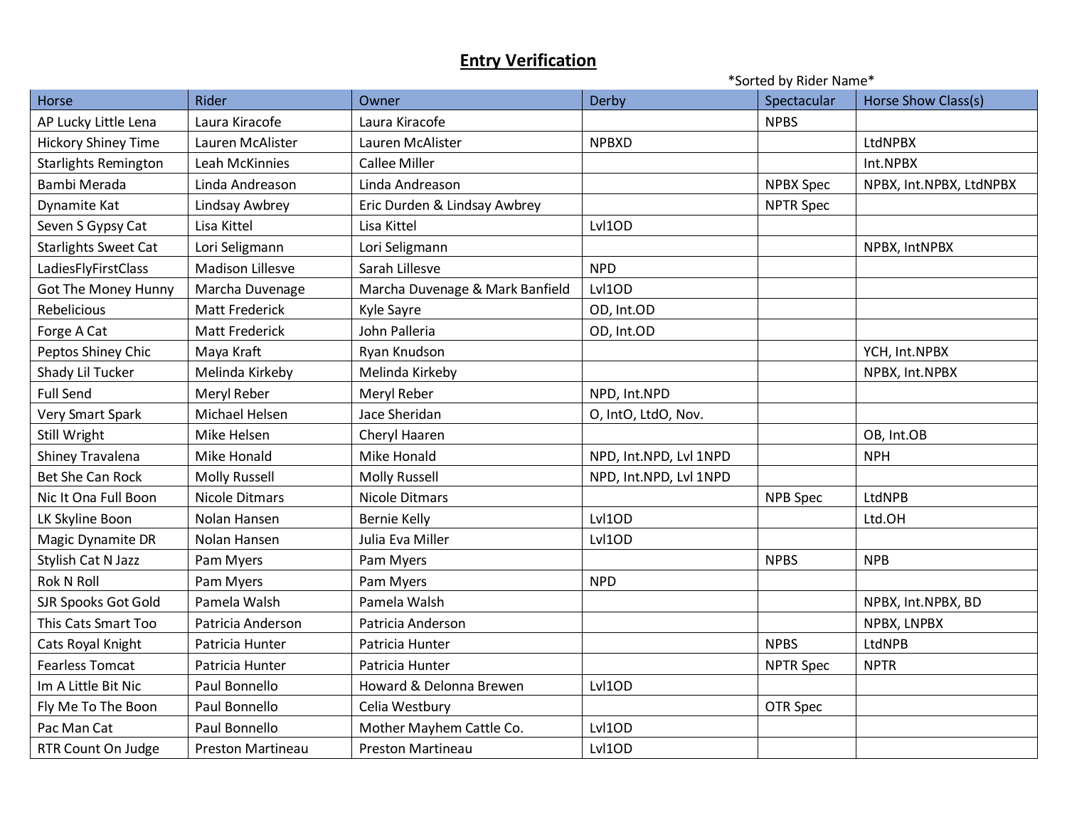## Entry Verification

*Sorted by Rider Name*

| Horse | Rider | Owner | Derby | Spectacular | Horse Show Class(s) |
|---|---|---|---|---|---|
| AP Lucky Little Lena | Laura Kiracofe | Laura Kiracofe | | NPBS | |
| Hickory Shiney Time | Lauren McAlister | Lauren McAlister | NPBXD | | LtdNPBX |
| Starlights Remington | Leah McKinnies | Callee Miller | | | Int.NPBX |
| Bambi Merada | Linda Andreason | Linda Andreason | | NPBX Spec | NPBX, Int.NPBX, LtdNPBX |
| Dynamite Kat | Lindsay Awbrey | Eric Durden & Lindsay Awbrey | | NPTR Spec | |
| Seven S Gypsy Cat | Lisa Kittel | Lisa Kittel | Lvl1OD | | |
| Starlights Sweet Cat | Lori Seligmann | Lori Seligmann | | | NPBX, IntNPBX |
| LadiesFlyFirstClass | Madison Lillesve | Sarah Lillesve | NPD | | |
| Got The Money Hunny | Marcha Duvenage | Marcha Duvenage & Mark Banfield | Lvl1OD | | |
| Rebelicious | Matt Frederick | Kyle Sayre | OD, Int.OD | | |
| Forge A Cat | Matt Frederick | John Palleria | OD, Int.OD | | |
| Peptos Shiney Chic | Maya Kraft | Ryan Knudson | | | YCH, Int.NPBX |
| Shady Lil Tucker | Melinda Kirkeby | Melinda Kirkeby | | | NPBX, Int.NPBX |
| Full Send | Meryl Reber | Meryl Reber | NPD, Int.NPD | | |
| Very Smart Spark | Michael Helsen | Jace Sheridan | O, IntO, LtdO, Nov. | | |
| Still Wright | Mike Helsen | Cheryl Haaren | | | OB, Int.OB |
| Shiney Travalena | Mike Honald | Mike Honald | NPD, Int.NPD, Lvl 1NPD | | NPH |
| Bet She Can Rock | Molly Russell | Molly Russell | NPD, Int.NPD, Lvl 1NPD | | |
| Nic It Ona Full Boon | Nicole Ditmars | Nicole Ditmars | | NPB Spec | LtdNPB |
| LK Skyline Boon | Nolan Hansen | Bernie Kelly | Lvl1OD | | Ltd.OH |
| Magic Dynamite DR | Nolan Hansen | Julia Eva Miller | Lvl1OD | | |
| Stylish Cat N Jazz | Pam Myers | Pam Myers | | NPBS | NPB |
| Rok N Roll | Pam Myers | Pam Myers | NPD | | |
| SJR Spooks Got Gold | Pamela Walsh | Pamela Walsh | | | NPBX, Int.NPBX, BD |
| This Cats Smart Too | Patricia Anderson | Patricia Anderson | | | NPBX, LNPBX |
| Cats Royal Knight | Patricia Hunter | Patricia Hunter | | NPBS | LtdNPB |
| Fearless Tomcat | Patricia Hunter | Patricia Hunter | | NPTR Spec | NPTR |
| Im A Little Bit Nic | Paul Bonnello | Howard & Delonna Brewen | Lvl1OD | | |
| Fly Me To The Boon | Paul Bonnello | Celia Westbury | | OTR Spec | |
| Pac Man Cat | Paul Bonnello | Mother Mayhem Cattle Co. | Lvl1OD | | |
| RTR Count On Judge | Preston Martineau | Preston Martineau | Lvl1OD | | |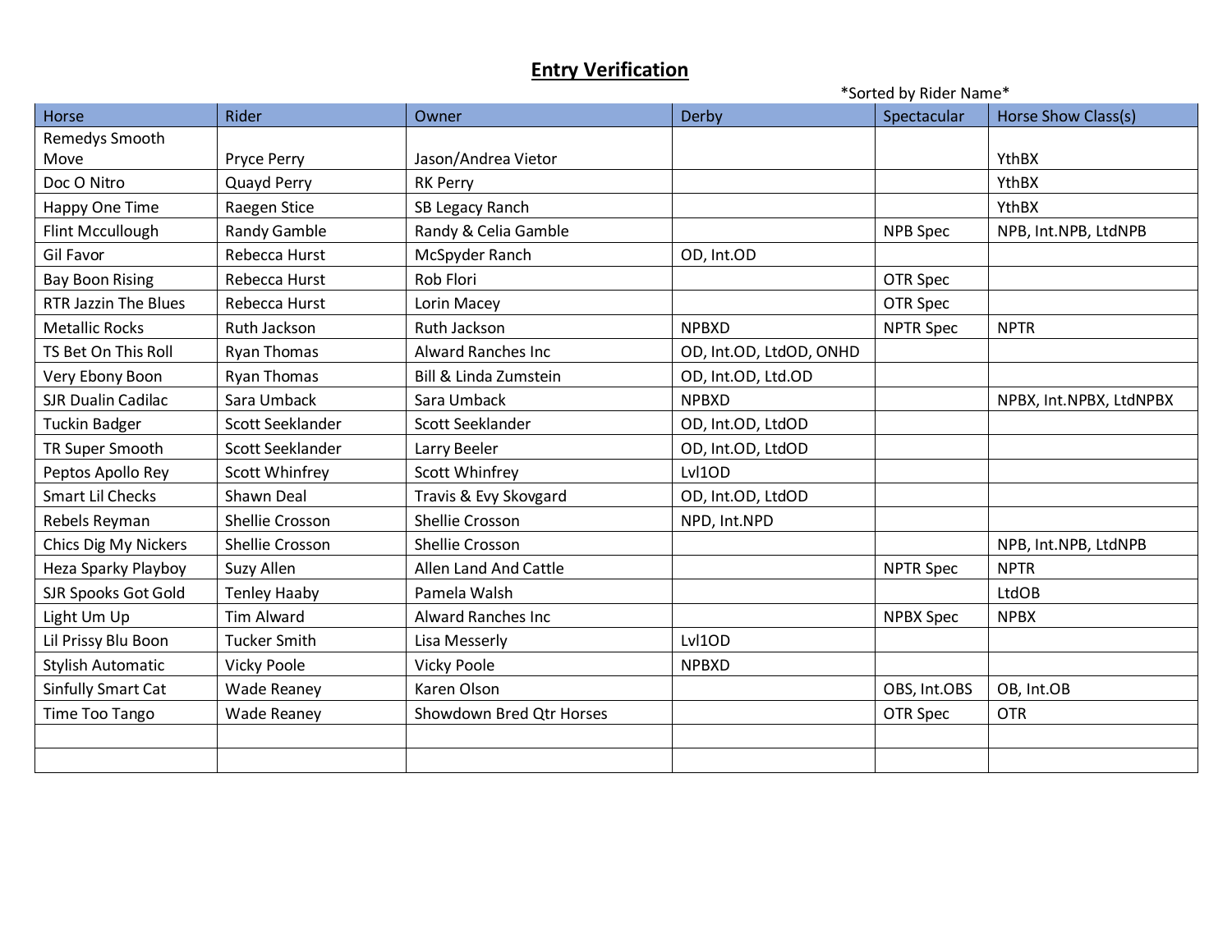## Entry Verification

*Sorted by Rider Name*

| Horse | Rider | Owner | Derby | Spectacular | Horse Show Class(s) |
|---|---|---|---|---|---|
| Remedys Smooth Move | Pryce Perry | Jason/Andrea Vietor | | | YthBX |
| Doc O Nitro | Quayd Perry | RK Perry | | | YthBX |
| Happy One Time | Raegen Stice | SB Legacy Ranch | | | YthBX |
| Flint Mccullough | Randy Gamble | Randy & Celia Gamble | | NPB Spec | NPB, Int.NPB, LtdNPB |
| Gil Favor | Rebecca Hurst | McSpyder Ranch | OD, Int.OD | | |
| Bay Boon Rising | Rebecca Hurst | Rob Flori | | OTR Spec | |
| RTR Jazzin The Blues | Rebecca Hurst | Lorin Macey | | OTR Spec | |
| Metallic Rocks | Ruth Jackson | Ruth Jackson | NPBXD | NPTR Spec | NPTR |
| TS Bet On This Roll | Ryan Thomas | Alward Ranches Inc | OD, Int.OD, LtdOD, ONHD | | |
| Very Ebony Boon | Ryan Thomas | Bill & Linda Zumstein | OD, Int.OD, Ltd.OD | | |
| SJR Dualin Cadilac | Sara Umback | Sara Umback | NPBXD | | NPBX, Int.NPBX, LtdNPBX |
| Tuckin Badger | Scott Seeklander | Scott Seeklander | OD, Int.OD, LtdOD | | |
| TR Super Smooth | Scott Seeklander | Larry Beeler | OD, Int.OD, LtdOD | | |
| Peptos Apollo Rey | Scott Whinfrey | Scott Whinfrey | Lvl1OD | | |
| Smart Lil Checks | Shawn Deal | Travis & Evy Skovgard | OD, Int.OD, LtdOD | | |
| Rebels Reyman | Shellie Crosson | Shellie Crosson | NPD, Int.NPD | | |
| Chics Dig My Nickers | Shellie Crosson | Shellie Crosson | | | NPB, Int.NPB, LtdNPB |
| Heza Sparky Playboy | Suzy Allen | Allen Land And Cattle | | NPTR Spec | NPTR |
| SJR Spooks Got Gold | Tenley Haaby | Pamela Walsh | | | LtdOB |
| Light Um Up | Tim Alward | Alward Ranches Inc | | NPBX Spec | NPBX |
| Lil Prissy Blu Boon | Tucker Smith | Lisa Messerly | Lvl1OD | | |
| Stylish Automatic | Vicky Poole | Vicky Poole | NPBXD | | |
| Sinfully Smart Cat | Wade Reaney | Karen Olson | | OBS, Int.OBS | OB, Int.OB |
| Time Too Tango | Wade Reaney | Showdown Bred Qtr Horses | | OTR Spec | OTR |
| | | | | | |
| | | | | | |